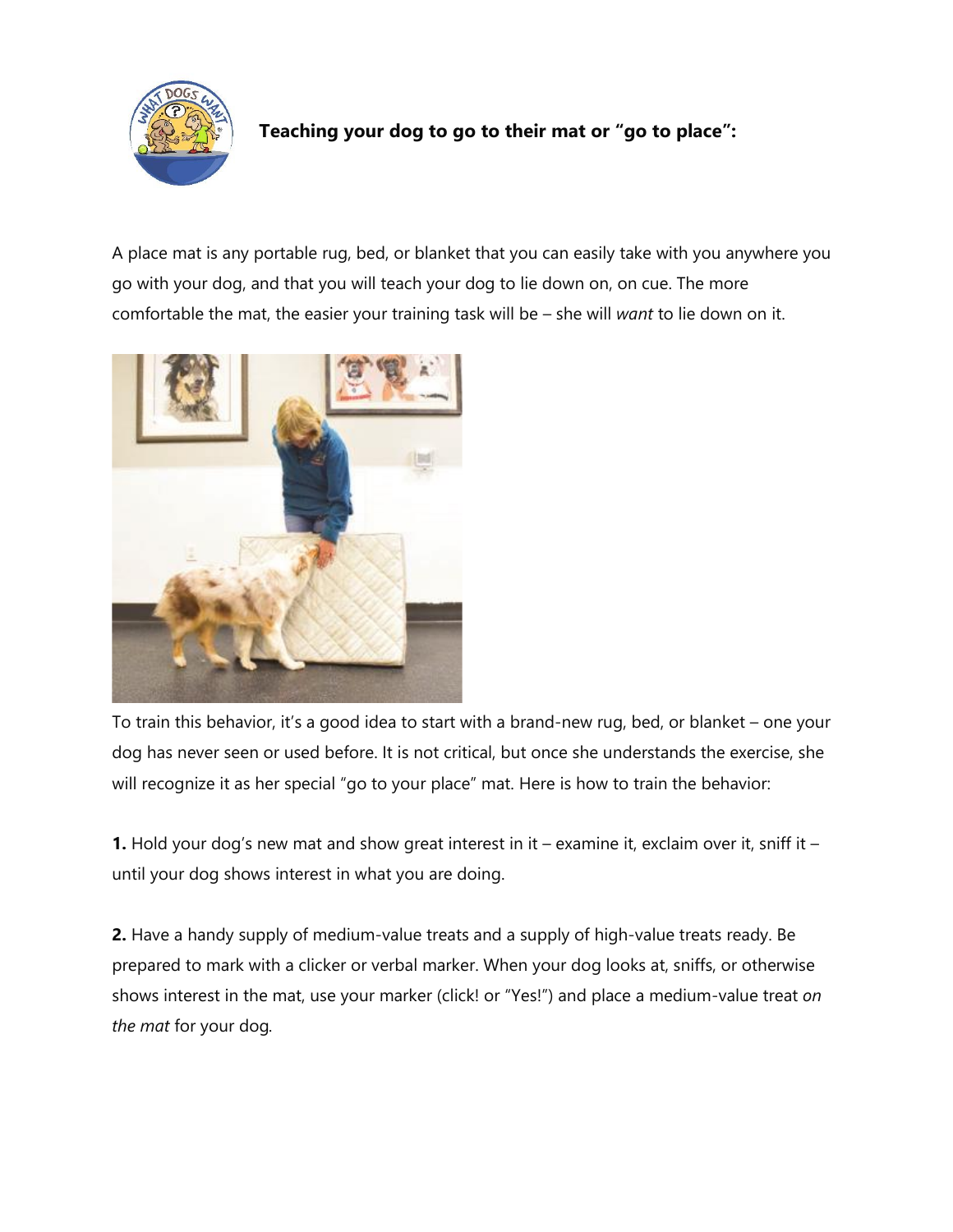**Teaching your dog to go to their mat or "go to place":**

A place mat is any portable rug, bed, or blanket that you can easily take with you anywhere you go with your dog, and that you will teach your dog to lie down on, on cue. The more comfortable the mat, the easier your training task will be – she will *want* to lie down on it.

To train this behavior, it's a good idea to start with a brand-new rug, bed, or blanket – one your dog has never seen or used before. It is not critical, but once she understands the exercise, she will recognize it as her special "go to your place" mat. Here is how to train the behavior:

**1.** Hold your dog's new mat and show great interest in it – examine it, exclaim over it, sniff it – until your dog shows interest in what you are doing.

**2.** Have a handy supply of medium-value treats and a supply of high-value treats ready. Be prepared to mark with a clicker or verbal marker. When your dog looks at, sniffs, or otherwise shows interest in the mat, use your marker (click! or "Yes!") and place a medium-value treat *on the mat* for your dog.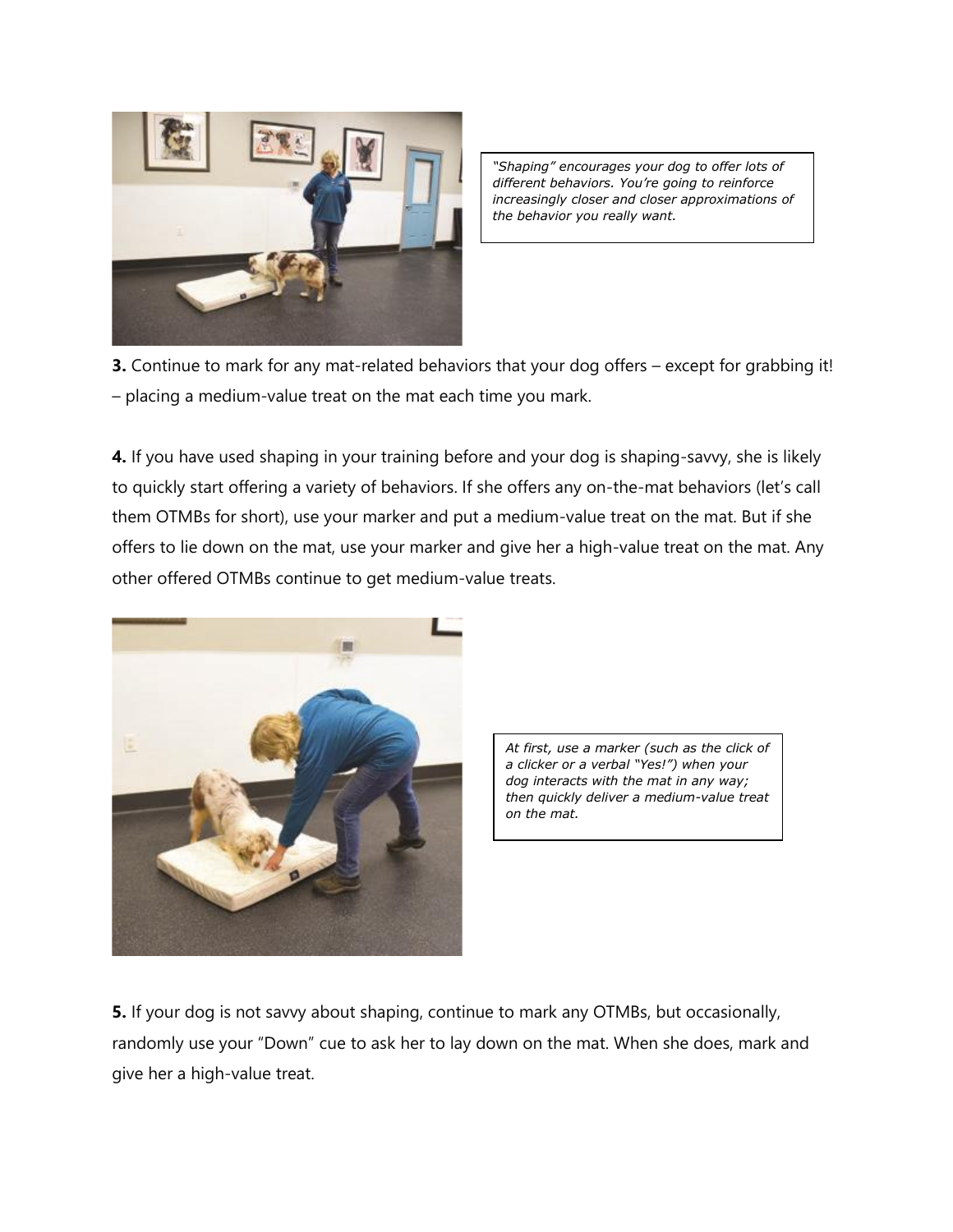*"Shaping" encourages your dog to offer lots of different behaviors. You're going to reinforce increasingly closer and closer approximations of the behavior you really want.*

**3.** Continue to mark for any mat-related behaviors that your dog offers – except for grabbing it! – placing a medium-value treat on the mat each time you mark.

**4.** If you have used shaping in your training before and your dog is shaping-savvy, she is likely to quickly start offering a variety of behaviors. If she offers any on-the-mat behaviors (let's call them OTMBs for short), use your marker and put a medium-value treat on the mat. But if she offers to lie down on the mat, use your marker and give her a high-value treat on the mat. Any other offered OTMBs continue to get medium-value treats.

*At first, use a marker (such as the click of a clicker or a verbal "Yes!") when your dog interacts with the mat in any way; then quickly deliver a medium-value treat on the mat.*

**5.** If your dog is not savvy about shaping, continue to mark any OTMBs, but occasionally, randomly use your "Down" cue to ask her to lay down on the mat. When she does, mark and give her a high-value treat.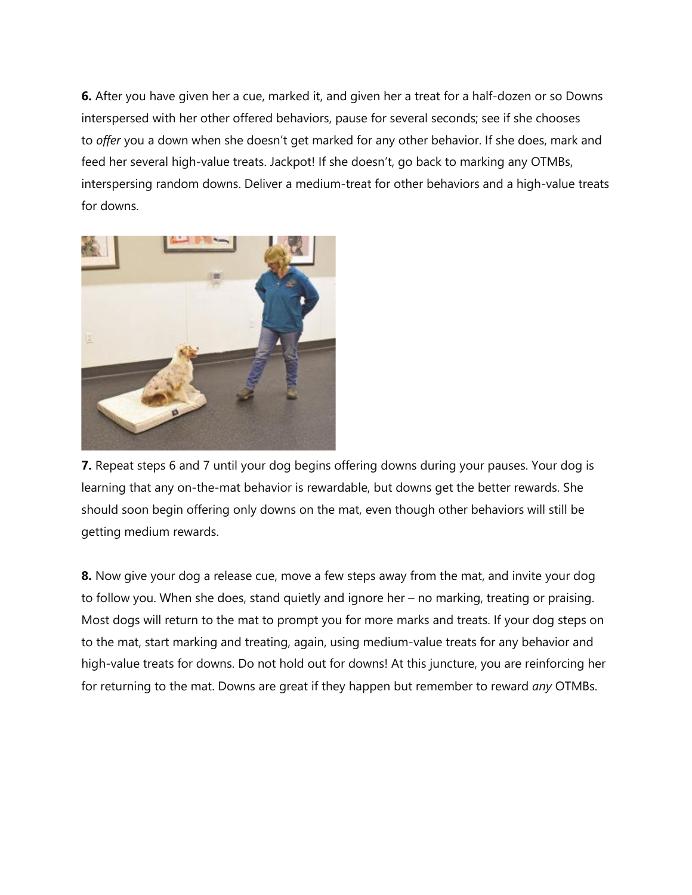**6.** After you have given her a cue, marked it, and given her a treat for a half-dozen or so Downs interspersed with her other offered behaviors, pause for several seconds; see if she chooses to *offer* you a down when she doesn't get marked for any other behavior. If she does, mark and feed her several high-value treats. Jackpot! If she doesn't, go back to marking any OTMBs, interspersing random downs. Deliver a medium-treat for other behaviors and a high-value treats for downs.

**7.** Repeat steps 6 and 7 until your dog begins offering downs during your pauses. Your dog is learning that any on-the-mat behavior is rewardable, but downs get the better rewards. She should soon begin offering only downs on the mat, even though other behaviors will still be getting medium rewards.

**8.** Now give your dog a release cue, move a few steps away from the mat, and invite your dog to follow you. When she does, stand quietly and ignore her – no marking, treating or praising. Most dogs will return to the mat to prompt you for more marks and treats. If your dog steps on to the mat, start marking and treating, again, using medium-value treats for any behavior and high-value treats for downs. Do not hold out for downs! At this juncture, you are reinforcing her for returning to the mat. Downs are great if they happen but remember to reward *any* OTMBs.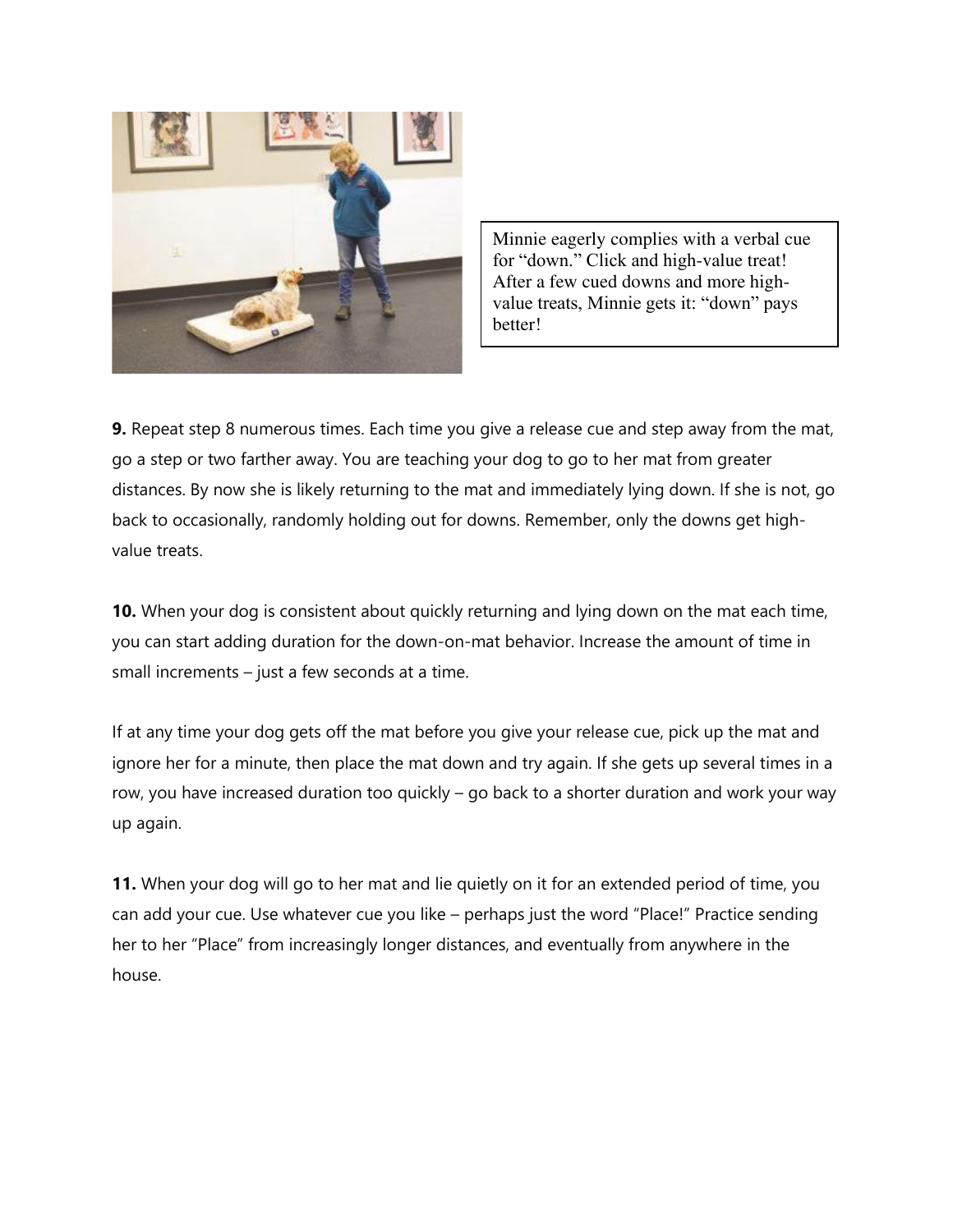Minnie eagerly complies with a verbal cue for "down." Click and high-value treat! After a few cued downs and more high-value treats, Minnie gets it: "down" pays better!

**9.** Repeat step 8 numerous times. Each time you give a release cue and step away from the mat, go a step or two farther away. You are teaching your dog to go to her mat from greater distances. By now she is likely returning to the mat and immediately lying down. If she is not, go back to occasionally, randomly holding out for downs. Remember, only the downs get high-value treats.

**10.** When your dog is consistent about quickly returning and lying down on the mat each time, you can start adding duration for the down-on-mat behavior. Increase the amount of time in small increments – just a few seconds at a time.

If at any time your dog gets off the mat before you give your release cue, pick up the mat and ignore her for a minute, then place the mat down and try again. If she gets up several times in a row, you have increased duration too quickly – go back to a shorter duration and work your way up again.

**11.** When your dog will go to her mat and lie quietly on it for an extended period of time, you can add your cue. Use whatever cue you like – perhaps just the word "Place!" Practice sending her to her "Place" from increasingly longer distances, and eventually from anywhere in the house.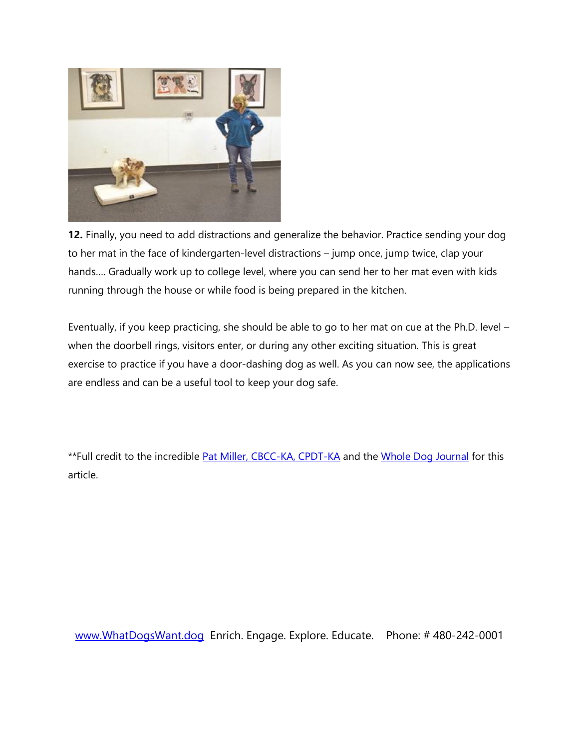**12.** Finally, you need to add distractions and generalize the behavior. Practice sending your dog to her mat in the face of kindergarten-level distractions – jump once, jump twice, clap your hands…. Gradually work up to college level, where you can send her to her mat even with kids running through the house or while food is being prepared in the kitchen.

Eventually, if you keep practicing, she should be able to go to her mat on cue at the Ph.D. level – when the doorbell rings, visitors enter, or during any other exciting situation. This is great exercise to practice if you have a door-dashing dog as well. As you can now see, the applications are endless and can be a useful tool to keep your dog safe.

**Full credit to the incredible Pat Miller, CBCC-KA, CPDT-KA and the Whole Dog Journal for this article.

www.WhatDogsWant.dog Enrich. Engage. Explore. Educate. Phone: # 480-242-0001